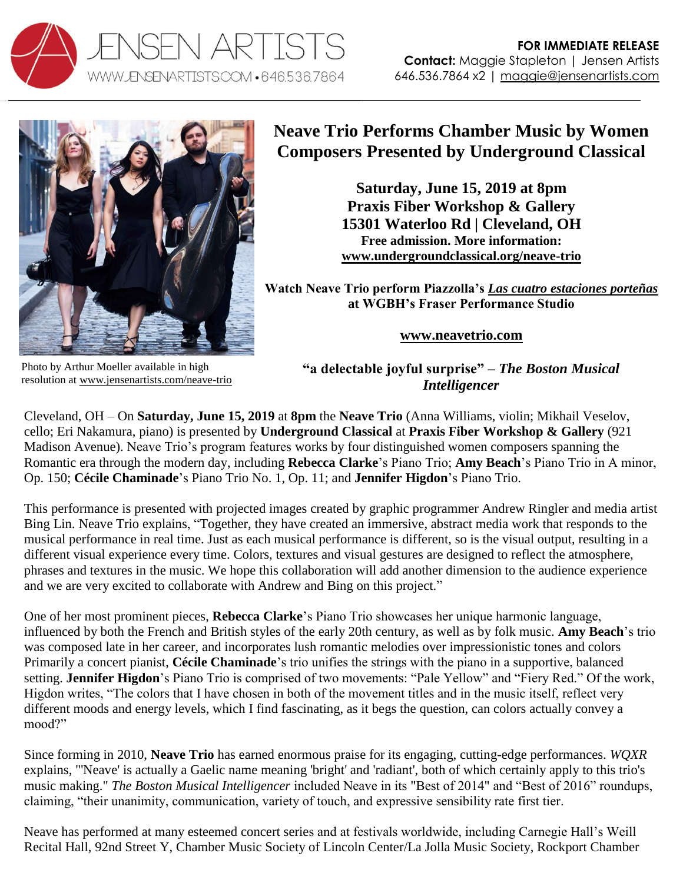JENSEN ARTISTS
WWW.JENSENARTISTS.COM • 646.536.7864

**FOR IMMEDIATE RELEASE**
**Contact:** Maggie Stapleton | Jensen Artists
646.536.7864 x2 | maggie@jensenartists.com

Photo by Arthur Moeller available in high resolution at www.jensenartists.com/neave-trio

# Neave Trio Performs Chamber Music by Women Composers Presented by Underground Classical

**Saturday, June 15, 2019 at 8pm**
**Praxis Fiber Workshop & Gallery**
**15301 Waterloo Rd | Cleveland, OH**
**Free admission. More information:**
**www.undergroundclassical.org/neave-trio**

**Watch Neave Trio perform Piazzolla's *Las cuatro estaciones porteñas* at WGBH's Fraser Performance Studio**

**www.neavetrio.com**

**"a delectable joyful surprise" – *The Boston Musical Intelligencer***

Cleveland, OH – On **Saturday, June 15, 2019** at **8pm** the **Neave Trio** (Anna Williams, violin; Mikhail Veselov, cello; Eri Nakamura, piano) is presented by **Underground Classical** at **Praxis Fiber Workshop & Gallery** (921 Madison Avenue). Neave Trio's program features works by four distinguished women composers spanning the Romantic era through the modern day, including **Rebecca Clarke**'s Piano Trio; **Amy Beach**'s Piano Trio in A minor, Op. 150; **Cécile Chaminade**'s Piano Trio No. 1, Op. 11; and **Jennifer Higdon**'s Piano Trio.

This performance is presented with projected images created by graphic programmer Andrew Ringler and media artist Bing Lin. Neave Trio explains, "Together, they have created an immersive, abstract media work that responds to the musical performance in real time. Just as each musical performance is different, so is the visual output, resulting in a different visual experience every time. Colors, textures and visual gestures are designed to reflect the atmosphere, phrases and textures in the music. We hope this collaboration will add another dimension to the audience experience and we are very excited to collaborate with Andrew and Bing on this project."

One of her most prominent pieces, **Rebecca Clarke**'s Piano Trio showcases her unique harmonic language, influenced by both the French and British styles of the early 20th century, as well as by folk music. **Amy Beach**'s trio was composed late in her career, and incorporates lush romantic melodies over impressionistic tones and colors Primarily a concert pianist, **Cécile Chaminade**'s trio unifies the strings with the piano in a supportive, balanced setting. **Jennifer Higdon**'s Piano Trio is comprised of two movements: "Pale Yellow" and "Fiery Red." Of the work, Higdon writes, "The colors that I have chosen in both of the movement titles and in the music itself, reflect very different moods and energy levels, which I find fascinating, as it begs the question, can colors actually convey a mood?"

Since forming in 2010, **Neave Trio** has earned enormous praise for its engaging, cutting-edge performances. *WQXR* explains, "'Neave' is actually a Gaelic name meaning 'bright' and 'radiant', both of which certainly apply to this trio's music making." *The Boston Musical Intelligencer* included Neave in its "Best of 2014" and "Best of 2016" roundups, claiming, "their unanimity, communication, variety of touch, and expressive sensibility rate first tier.

Neave has performed at many esteemed concert series and at festivals worldwide, including Carnegie Hall's Weill Recital Hall, 92nd Street Y, Chamber Music Society of Lincoln Center/La Jolla Music Society, Rockport Chamber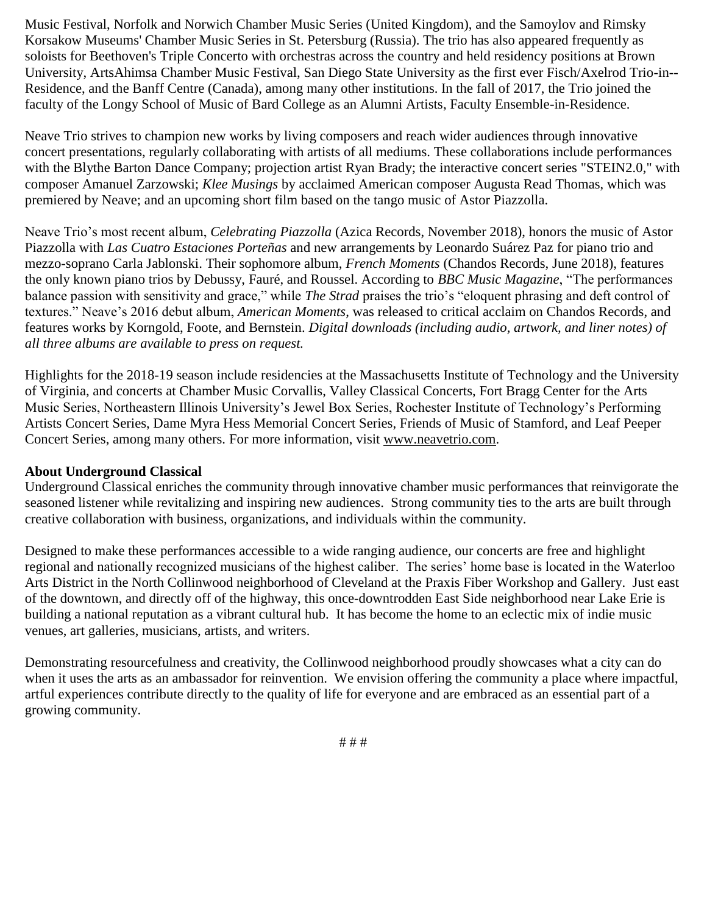Music Festival, Norfolk and Norwich Chamber Music Series (United Kingdom), and the Samoylov and Rimsky Korsakow Museums' Chamber Music Series in St. Petersburg (Russia). The trio has also appeared frequently as soloists for Beethoven's Triple Concerto with orchestras across the country and held residency positions at Brown University, ArtsAhimsa Chamber Music Festival, San Diego State University as the first ever Fisch/Axelrod Trio-in--Residence, and the Banff Centre (Canada), among many other institutions. In the fall of 2017, the Trio joined the faculty of the Longy School of Music of Bard College as an Alumni Artists, Faculty Ensemble-in-Residence.

Neave Trio strives to champion new works by living composers and reach wider audiences through innovative concert presentations, regularly collaborating with artists of all mediums. These collaborations include performances with the Blythe Barton Dance Company; projection artist Ryan Brady; the interactive concert series "STEIN2.0," with composer Amanuel Zarzowski; *Klee Musings* by acclaimed American composer Augusta Read Thomas, which was premiered by Neave; and an upcoming short film based on the tango music of Astor Piazzolla.

Neave Trio's most recent album, *Celebrating Piazzolla* (Azica Records, November 2018), honors the music of Astor Piazzolla with *Las Cuatro Estaciones Porteñas* and new arrangements by Leonardo Suárez Paz for piano trio and mezzo-soprano Carla Jablonski. Their sophomore album, *French Moments* (Chandos Records, June 2018), features the only known piano trios by Debussy, Fauré, and Roussel. According to *BBC Music Magazine*, "The performances balance passion with sensitivity and grace," while *The Strad* praises the trio's "eloquent phrasing and deft control of textures." Neave's 2016 debut album, *American Moments*, was released to critical acclaim on Chandos Records, and features works by Korngold, Foote, and Bernstein. *Digital downloads (including audio, artwork, and liner notes) of all three albums are available to press on request.*

Highlights for the 2018-19 season include residencies at the Massachusetts Institute of Technology and the University of Virginia, and concerts at Chamber Music Corvallis, Valley Classical Concerts, Fort Bragg Center for the Arts Music Series, Northeastern Illinois University's Jewel Box Series, Rochester Institute of Technology's Performing Artists Concert Series, Dame Myra Hess Memorial Concert Series, Friends of Music of Stamford, and Leaf Peeper Concert Series, among many others. For more information, visit www.neavetrio.com.

**About Underground Classical**

Underground Classical enriches the community through innovative chamber music performances that reinvigorate the seasoned listener while revitalizing and inspiring new audiences. Strong community ties to the arts are built through creative collaboration with business, organizations, and individuals within the community.

Designed to make these performances accessible to a wide ranging audience, our concerts are free and highlight regional and nationally recognized musicians of the highest caliber. The series' home base is located in the Waterloo Arts District in the North Collinwood neighborhood of Cleveland at the Praxis Fiber Workshop and Gallery. Just east of the downtown, and directly off of the highway, this once-downtrodden East Side neighborhood near Lake Erie is building a national reputation as a vibrant cultural hub. It has become the home to an eclectic mix of indie music venues, art galleries, musicians, artists, and writers.

Demonstrating resourcefulness and creativity, the Collinwood neighborhood proudly showcases what a city can do when it uses the arts as an ambassador for reinvention. We envision offering the community a place where impactful, artful experiences contribute directly to the quality of life for everyone and are embraced as an essential part of a growing community.

# # #